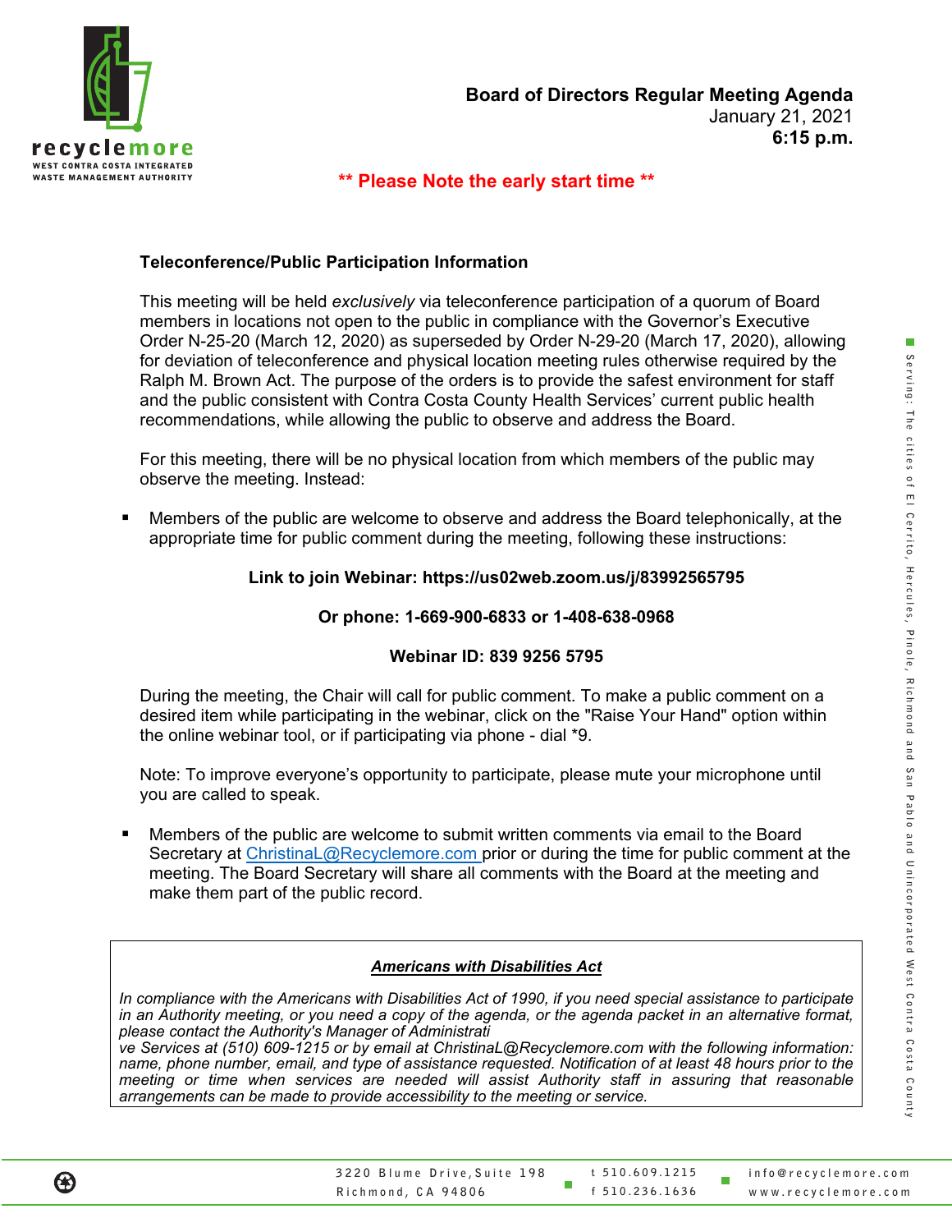recyclemore
WEST CONTRA COSTA INTEGRATED WASTE MANAGEMENT AUTHORITY

**Board of Directors Regular Meeting Agenda**
January 21, 2021
**6:15 p.m.**

**\*\* Please Note the early start time \*\***

### Teleconference/Public Participation Information

This meeting will be held *exclusively* via teleconference participation of a quorum of Board members in locations not open to the public in compliance with the Governor's Executive Order N-25-20 (March 12, 2020) as superseded by Order N-29-20 (March 17, 2020), allowing for deviation of teleconference and physical location meeting rules otherwise required by the Ralph M. Brown Act. The purpose of the orders is to provide the safest environment for staff and the public consistent with Contra Costa County Health Services' current public health recommendations, while allowing the public to observe and address the Board.

For this meeting, there will be no physical location from which members of the public may observe the meeting. Instead:

- Members of the public are welcome to observe and address the Board telephonically, at the appropriate time for public comment during the meeting, following these instructions:

  **Link to join Webinar: https://us02web.zoom.us/j/83992565795**

  **Or phone: 1-669-900-6833 or 1-408-638-0968**

  **Webinar ID: 839 9256 5795**

During the meeting, the Chair will call for public comment. To make a public comment on a desired item while participating in the webinar, click on the "Raise Your Hand" option within the online webinar tool, or if participating via phone - dial *9.

Note: To improve everyone's opportunity to participate, please mute your microphone until you are called to speak.

- Members of the public are welcome to submit written comments via email to the Board Secretary at ChristinaL@Recyclemore.com prior or during the time for public comment at the meeting. The Board Secretary will share all comments with the Board at the meeting and make them part of the public record.

***Americans with Disabilities Act***

*In compliance with the Americans with Disabilities Act of 1990, if you need special assistance to participate in an Authority meeting, or you need a copy of the agenda, or the agenda packet in an alternative format, please contact the Authority's Manager of Administrative Services at (510) 609-1215 or by email at ChristinaL@Recyclemore.com with the following information: name, phone number, email, and type of assistance requested. Notification of at least 48 hours prior to the meeting or time when services are needed will assist Authority staff in assuring that reasonable arrangements can be made to provide accessibility to the meeting or service.*

Serving: The cities of El Cerrito, Hercules, Pinole, Richmond and San Pablo and Unincorporated West Contra Costa County

3220 Blume Drive, Suite 198
Richmond, CA 94806
t 510.609.1215
f 510.236.1636
info@recyclemore.com
www.recyclemore.com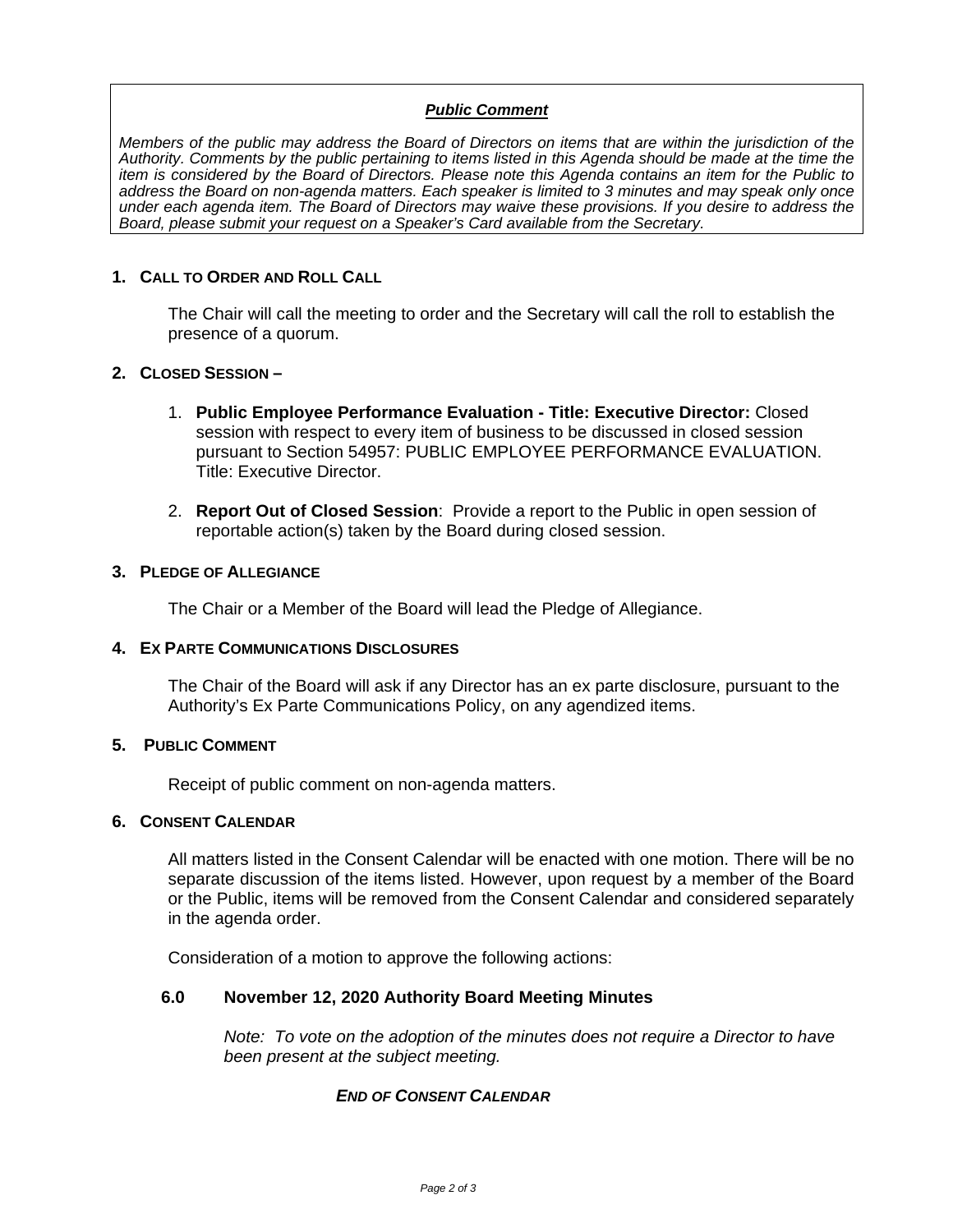***Public Comment***

*Members of the public may address the Board of Directors on items that are within the jurisdiction of the Authority. Comments by the public pertaining to items listed in this Agenda should be made at the time the item is considered by the Board of Directors. Please note this Agenda contains an item for the Public to address the Board on non-agenda matters. Each speaker is limited to 3 minutes and may speak only once under each agenda item. The Board of Directors may waive these provisions. If you desire to address the Board, please submit your request on a Speaker's Card available from the Secretary.*

## 1. Call to Order and Roll Call

The Chair will call the meeting to order and the Secretary will call the roll to establish the presence of a quorum.

## 2. Closed Session –

1. **Public Employee Performance Evaluation - Title: Executive Director:** Closed session with respect to every item of business to be discussed in closed session pursuant to Section 54957: PUBLIC EMPLOYEE PERFORMANCE EVALUATION. Title: Executive Director.
2. **Report Out of Closed Session**: Provide a report to the Public in open session of reportable action(s) taken by the Board during closed session.

## 3. Pledge of Allegiance

The Chair or a Member of the Board will lead the Pledge of Allegiance.

## 4. Ex Parte Communications Disclosures

The Chair of the Board will ask if any Director has an ex parte disclosure, pursuant to the Authority's Ex Parte Communications Policy, on any agendized items.

## 5. Public Comment

Receipt of public comment on non-agenda matters.

## 6. Consent Calendar

All matters listed in the Consent Calendar will be enacted with one motion. There will be no separate discussion of the items listed. However, upon request by a member of the Board or the Public, items will be removed from the Consent Calendar and considered separately in the agenda order.

Consideration of a motion to approve the following actions:

### 6.0 November 12, 2020 Authority Board Meeting Minutes

*Note: To vote on the adoption of the minutes does not require a Director to have been present at the subject meeting.*

***END OF CONSENT CALENDAR***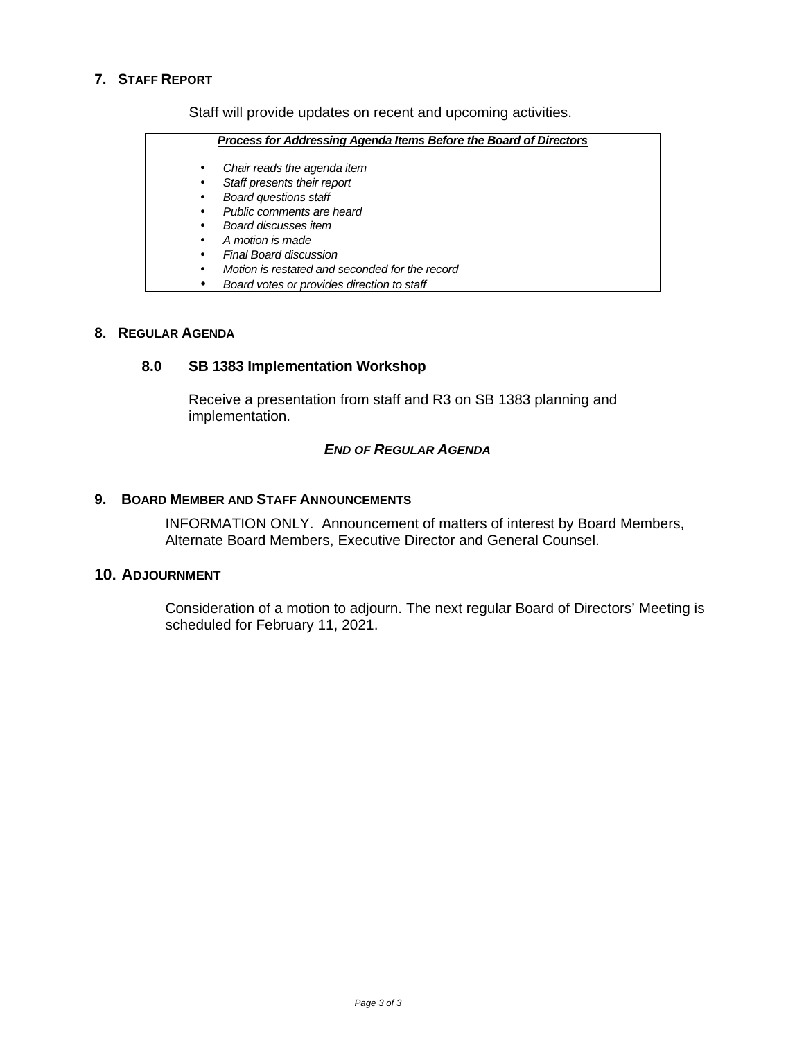## 7. STAFF REPORT

Staff will provide updates on recent and upcoming activities.

***Process for Addressing Agenda Items Before the Board of Directors***

- *Chair reads the agenda item*
- *Staff presents their report*
- *Board questions staff*
- *Public comments are heard*
- *Board discusses item*
- *A motion is made*
- *Final Board discussion*
- *Motion is restated and seconded for the record*
- *Board votes or provides direction to staff*

## 8. REGULAR AGENDA

### 8.0 SB 1383 Implementation Workshop

Receive a presentation from staff and R3 on SB 1383 planning and implementation.

***END OF REGULAR AGENDA***

## 9. BOARD MEMBER AND STAFF ANNOUNCEMENTS

INFORMATION ONLY. Announcement of matters of interest by Board Members, Alternate Board Members, Executive Director and General Counsel.

## 10. ADJOURNMENT

Consideration of a motion to adjourn. The next regular Board of Directors' Meeting is scheduled for February 11, 2021.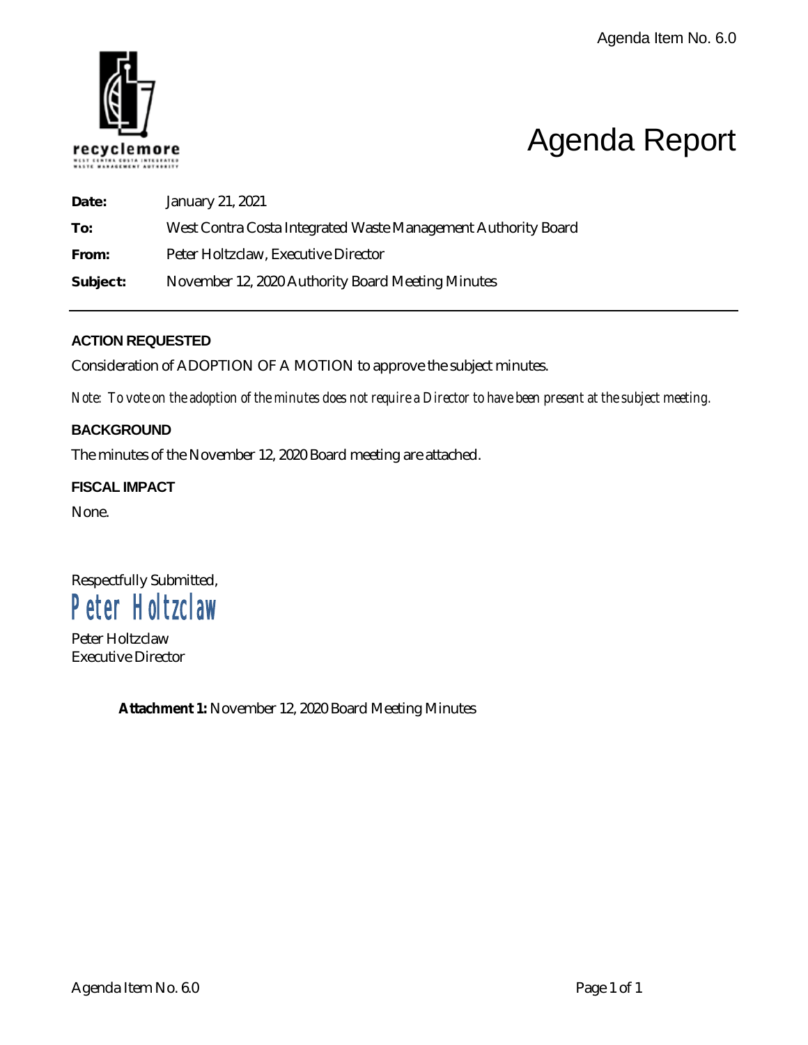Agenda Item No. 6.0

recyclemore

WEST CONTRA COSTA INTEGRATED WASTE MANAGEMENT AUTHORITY

# Agenda Report

**Date:** January 21, 2021

**To:** West Contra Costa Integrated Waste Management Authority Board

**From:** Peter Holtzclaw, Executive Director

**Subject:** November 12, 2020 Authority Board Meeting Minutes

---

## ACTION REQUESTED

Consideration of ADOPTION OF A MOTION to approve the subject minutes.

*Note: To vote on the adoption of the minutes does not require a Director to have been present at the subject meeting.*

## BACKGROUND

The minutes of the November 12, 2020 Board meeting are attached.

## FISCAL IMPACT

None.

Respectfully Submitted,

Peter Holtzclaw

Peter Holtzclaw
Executive Director

**Attachment 1:** November 12, 2020 Board Meeting Minutes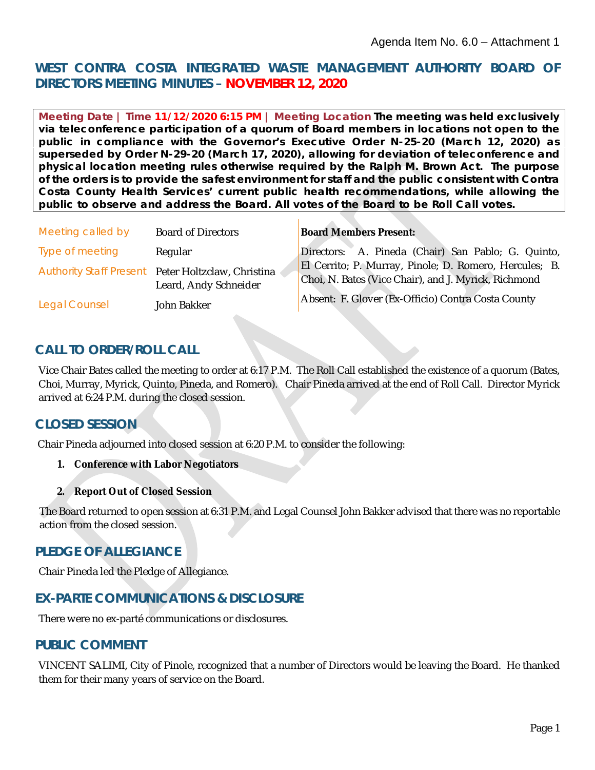Agenda Item No. 6.0 – Attachment 1

# WEST CONTRA COSTA INTEGRATED WASTE MANAGEMENT AUTHORITY BOARD OF DIRECTORS MEETING MINUTES – NOVEMBER 12, 2020

**Meeting Date | Time 11/12/2020 6:15 PM | Meeting Location The meeting was held exclusively via teleconference participation of a quorum of Board members in locations not open to the public in compliance with the Governor's Executive Order N-25-20 (March 12, 2020) as superseded by Order N-29-20 (March 17, 2020), allowing for deviation of teleconference and physical location meeting rules otherwise required by the Ralph M. Brown Act. The purpose of the orders is to provide the safest environment for staff and the public consistent with Contra Costa County Health Services' current public health recommendations, while allowing the public to observe and address the Board. All votes of the Board to be Roll Call votes.**

| | | |
|---|---|---|
| Meeting called by | Board of Directors | **Board Members Present:** |
| Type of meeting | Regular | Directors: A. Pineda (Chair) San Pablo; G. Quinto, El Cerrito; P. Murray, Pinole; D. Romero, Hercules; B. Choi, N. Bates (Vice Chair), and J. Myrick, Richmond |
| Authority Staff Present | Peter Holtzclaw, Christina Leard, Andy Schneider | |
| Legal Counsel | John Bakker | Absent: F. Glover (Ex-Officio) Contra Costa County |

## CALL TO ORDER/ROLL CALL

Vice Chair Bates called the meeting to order at 6:17 P.M. The Roll Call established the existence of a quorum (Bates, Choi, Murray, Myrick, Quinto, Pineda, and Romero). Chair Pineda arrived at the end of Roll Call. Director Myrick arrived at 6:24 P.M. during the closed session.

## CLOSED SESSION

Chair Pineda adjourned into closed session at 6:20 P.M. to consider the following:

1. **Conference with Labor Negotiators**

2. **Report Out of Closed Session**

The Board returned to open session at 6:31 P.M. and Legal Counsel John Bakker advised that there was no reportable action from the closed session.

## PLEDGE OF ALLEGIANCE

Chair Pineda led the Pledge of Allegiance.

## EX-PARTE COMMUNICATIONS & DISCLOSURE

There were no ex-parté communications or disclosures.

## PUBLIC COMMENT

VINCENT SALIMI, City of Pinole, recognized that a number of Directors would be leaving the Board. He thanked them for their many years of service on the Board.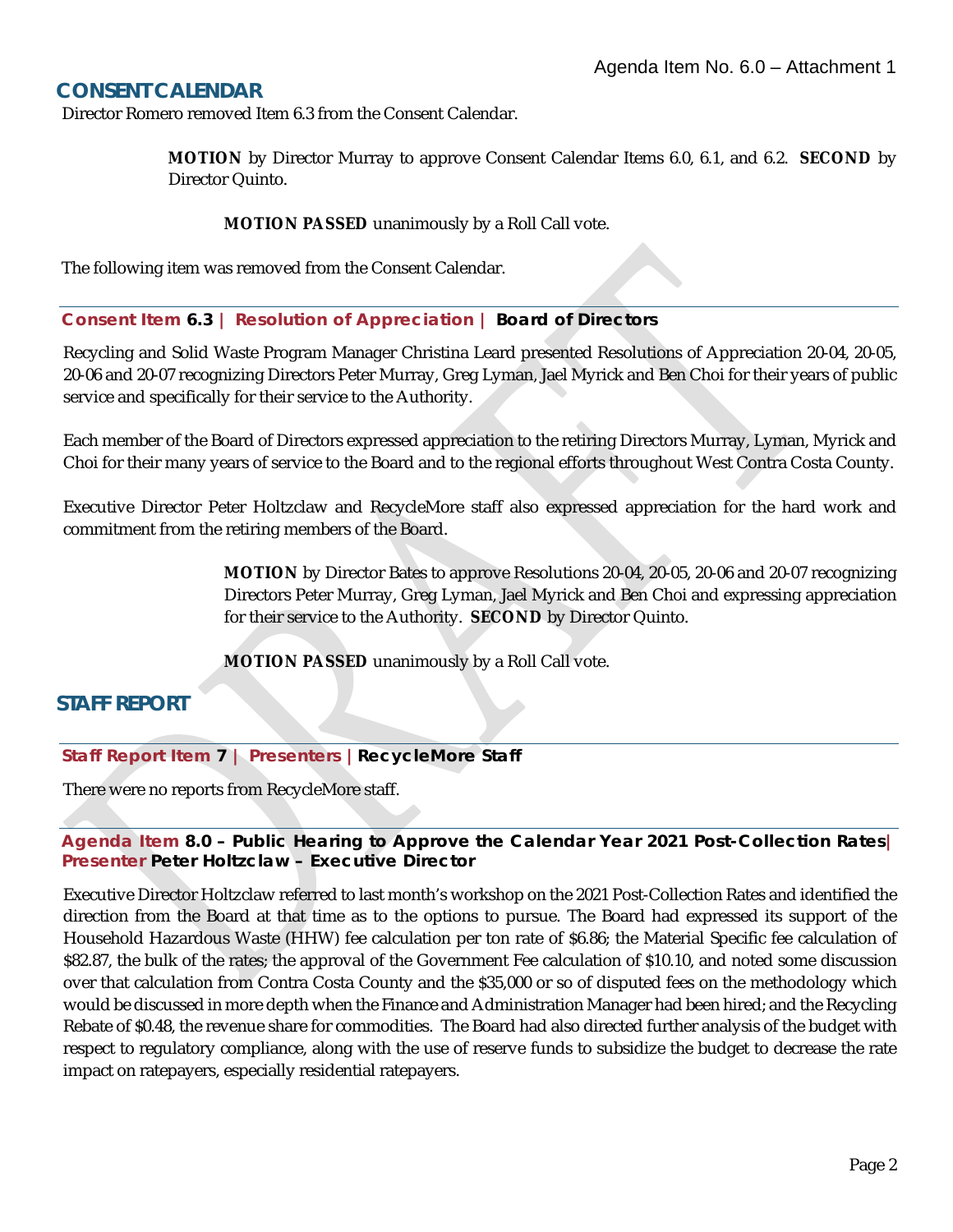Agenda Item No. 6.0 – Attachment 1

## CONSENT CALENDAR

Director Romero removed Item 6.3 from the Consent Calendar.

> **MOTION** by Director Murray to approve Consent Calendar Items 6.0, 6.1, and 6.2. **SECOND** by Director Quinto.
>
> **MOTION PASSED** unanimously by a Roll Call vote.

The following item was removed from the Consent Calendar.

### Consent Item 6.3 | Resolution of Appreciation | Board of Directors

Recycling and Solid Waste Program Manager Christina Leard presented Resolutions of Appreciation 20-04, 20-05, 20-06 and 20-07 recognizing Directors Peter Murray, Greg Lyman, Jael Myrick and Ben Choi for their years of public service and specifically for their service to the Authority.

Each member of the Board of Directors expressed appreciation to the retiring Directors Murray, Lyman, Myrick and Choi for their many years of service to the Board and to the regional efforts throughout West Contra Costa County.

Executive Director Peter Holtzclaw and RecycleMore staff also expressed appreciation for the hard work and commitment from the retiring members of the Board.

> **MOTION** by Director Bates to approve Resolutions 20-04, 20-05, 20-06 and 20-07 recognizing Directors Peter Murray, Greg Lyman, Jael Myrick and Ben Choi and expressing appreciation for their service to the Authority. **SECOND** by Director Quinto.
>
> **MOTION PASSED** unanimously by a Roll Call vote.

## STAFF REPORT

### Staff Report Item 7 | Presenters | RecycleMore Staff

There were no reports from RecycleMore staff.

### Agenda Item 8.0 – Public Hearing to Approve the Calendar Year 2021 Post-Collection Rates| Presenter Peter Holtzclaw – Executive Director

Executive Director Holtzclaw referred to last month's workshop on the 2021 Post-Collection Rates and identified the direction from the Board at that time as to the options to pursue. The Board had expressed its support of the Household Hazardous Waste (HHW) fee calculation per ton rate of $6.86; the Material Specific fee calculation of $82.87, the bulk of the rates; the approval of the Government Fee calculation of $10.10, and noted some discussion over that calculation from Contra Costa County and the $35,000 or so of disputed fees on the methodology which would be discussed in more depth when the Finance and Administration Manager had been hired; and the Recycling Rebate of $0.48, the revenue share for commodities. The Board had also directed further analysis of the budget with respect to regulatory compliance, along with the use of reserve funds to subsidize the budget to decrease the rate impact on ratepayers, especially residential ratepayers.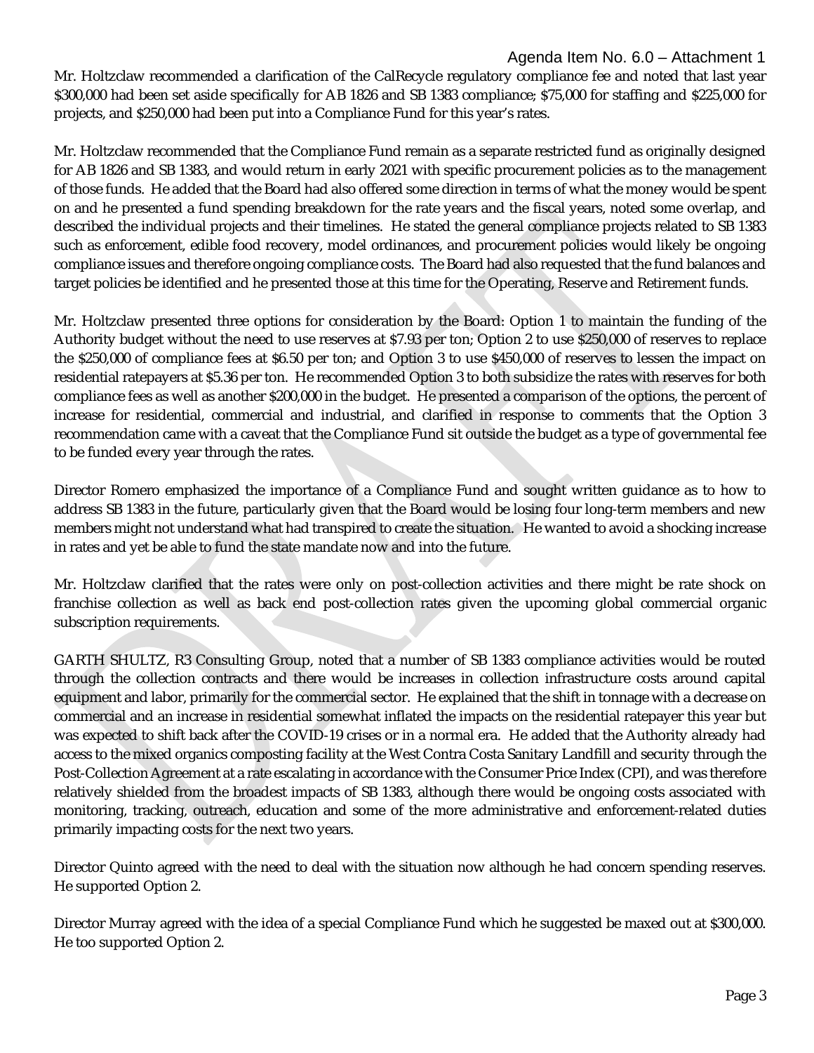Agenda Item No. 6.0 – Attachment 1

Mr. Holtzclaw recommended a clarification of the CalRecycle regulatory compliance fee and noted that last year $300,000 had been set aside specifically for AB 1826 and SB 1383 compliance; $75,000 for staffing and $225,000 for projects, and $250,000 had been put into a Compliance Fund for this year's rates.

Mr. Holtzclaw recommended that the Compliance Fund remain as a separate restricted fund as originally designed for AB 1826 and SB 1383, and would return in early 2021 with specific procurement policies as to the management of those funds. He added that the Board had also offered some direction in terms of what the money would be spent on and he presented a fund spending breakdown for the rate years and the fiscal years, noted some overlap, and described the individual projects and their timelines. He stated the general compliance projects related to SB 1383 such as enforcement, edible food recovery, model ordinances, and procurement policies would likely be ongoing compliance issues and therefore ongoing compliance costs. The Board had also requested that the fund balances and target policies be identified and he presented those at this time for the Operating, Reserve and Retirement funds.

Mr. Holtzclaw presented three options for consideration by the Board: Option 1 to maintain the funding of the Authority budget without the need to use reserves at $7.93 per ton; Option 2 to use $250,000 of reserves to replace the $250,000 of compliance fees at $6.50 per ton; and Option 3 to use $450,000 of reserves to lessen the impact on residential ratepayers at $5.36 per ton. He recommended Option 3 to both subsidize the rates with reserves for both compliance fees as well as another $200,000 in the budget. He presented a comparison of the options, the percent of increase for residential, commercial and industrial, and clarified in response to comments that the Option 3 recommendation came with a caveat that the Compliance Fund sit outside the budget as a type of governmental fee to be funded every year through the rates.

Director Romero emphasized the importance of a Compliance Fund and sought written guidance as to how to address SB 1383 in the future, particularly given that the Board would be losing four long-term members and new members might not understand what had transpired to create the situation. He wanted to avoid a shocking increase in rates and yet be able to fund the state mandate now and into the future.

Mr. Holtzclaw clarified that the rates were only on post-collection activities and there might be rate shock on franchise collection as well as back end post-collection rates given the upcoming global commercial organic subscription requirements.

GARTH SHULTZ, R3 Consulting Group, noted that a number of SB 1383 compliance activities would be routed through the collection contracts and there would be increases in collection infrastructure costs around capital equipment and labor, primarily for the commercial sector. He explained that the shift in tonnage with a decrease on commercial and an increase in residential somewhat inflated the impacts on the residential ratepayer this year but was expected to shift back after the COVID-19 crises or in a normal era. He added that the Authority already had access to the mixed organics composting facility at the West Contra Costa Sanitary Landfill and security through the Post-Collection Agreement at a rate escalating in accordance with the Consumer Price Index (CPI), and was therefore relatively shielded from the broadest impacts of SB 1383, although there would be ongoing costs associated with monitoring, tracking, outreach, education and some of the more administrative and enforcement-related duties primarily impacting costs for the next two years.

Director Quinto agreed with the need to deal with the situation now although he had concern spending reserves. He supported Option 2.

Director Murray agreed with the idea of a special Compliance Fund which he suggested be maxed out at $300,000. He too supported Option 2.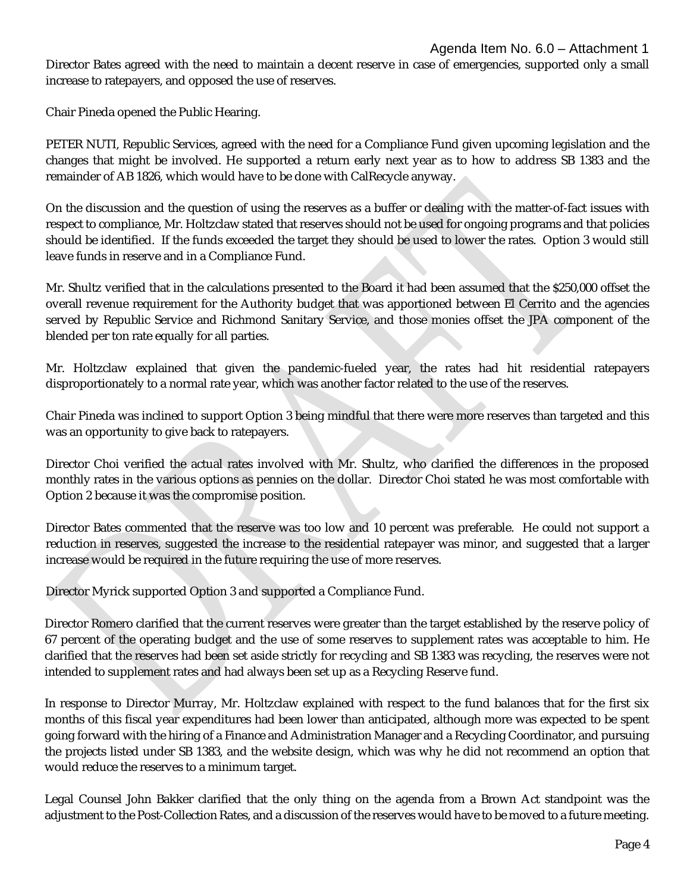Director Bates agreed with the need to maintain a decent reserve in case of emergencies, supported only a small increase to ratepayers, and opposed the use of reserves.

Chair Pineda opened the Public Hearing.

PETER NUTI, Republic Services, agreed with the need for a Compliance Fund given upcoming legislation and the changes that might be involved. He supported a return early next year as to how to address SB 1383 and the remainder of AB 1826, which would have to be done with CalRecycle anyway.

On the discussion and the question of using the reserves as a buffer or dealing with the matter-of-fact issues with respect to compliance, Mr. Holtzclaw stated that reserves should not be used for ongoing programs and that policies should be identified. If the funds exceeded the target they should be used to lower the rates. Option 3 would still leave funds in reserve and in a Compliance Fund.

Mr. Shultz verified that in the calculations presented to the Board it had been assumed that the $250,000 offset the overall revenue requirement for the Authority budget that was apportioned between El Cerrito and the agencies served by Republic Service and Richmond Sanitary Service, and those monies offset the JPA component of the blended per ton rate equally for all parties.

Mr. Holtzclaw explained that given the pandemic-fueled year, the rates had hit residential ratepayers disproportionately to a normal rate year, which was another factor related to the use of the reserves.

Chair Pineda was inclined to support Option 3 being mindful that there were more reserves than targeted and this was an opportunity to give back to ratepayers.

Director Choi verified the actual rates involved with Mr. Shultz, who clarified the differences in the proposed monthly rates in the various options as pennies on the dollar. Director Choi stated he was most comfortable with Option 2 because it was the compromise position.

Director Bates commented that the reserve was too low and 10 percent was preferable. He could not support a reduction in reserves, suggested the increase to the residential ratepayer was minor, and suggested that a larger increase would be required in the future requiring the use of more reserves.

Director Myrick supported Option 3 and supported a Compliance Fund.

Director Romero clarified that the current reserves were greater than the target established by the reserve policy of 67 percent of the operating budget and the use of some reserves to supplement rates was acceptable to him. He clarified that the reserves had been set aside strictly for recycling and SB 1383 was recycling, the reserves were not intended to supplement rates and had always been set up as a Recycling Reserve fund.

In response to Director Murray, Mr. Holtzclaw explained with respect to the fund balances that for the first six months of this fiscal year expenditures had been lower than anticipated, although more was expected to be spent going forward with the hiring of a Finance and Administration Manager and a Recycling Coordinator, and pursuing the projects listed under SB 1383, and the website design, which was why he did not recommend an option that would reduce the reserves to a minimum target.

Legal Counsel John Bakker clarified that the only thing on the agenda from a Brown Act standpoint was the adjustment to the Post-Collection Rates, and a discussion of the reserves would have to be moved to a future meeting.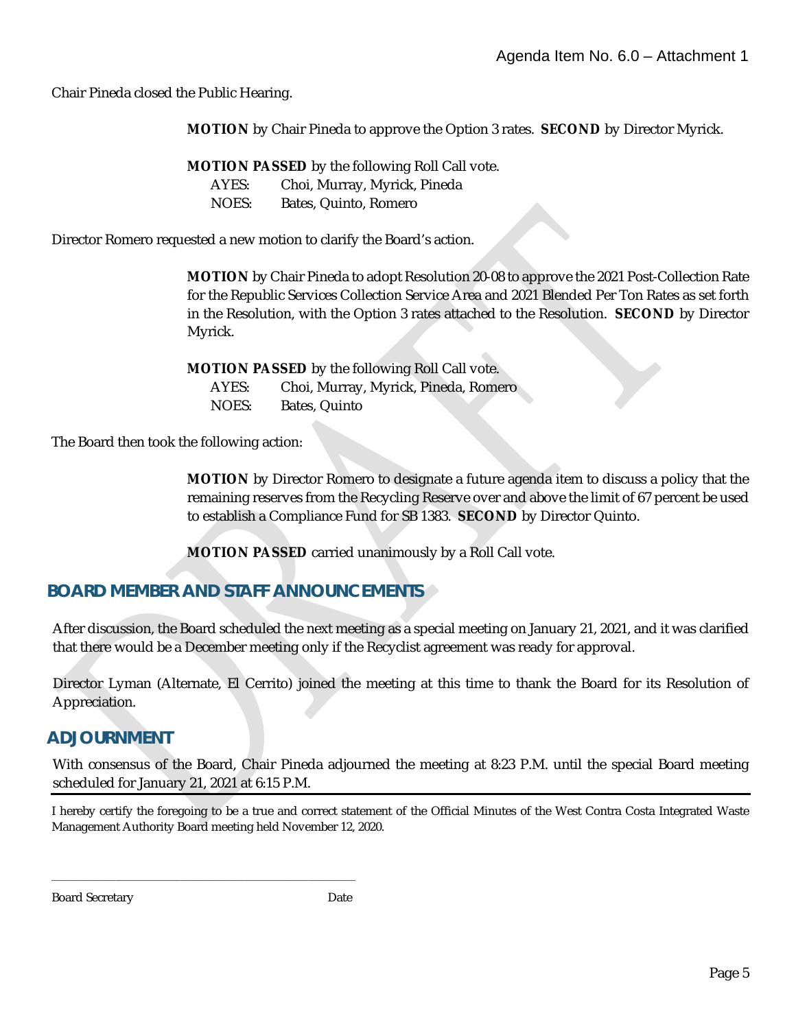Chair Pineda closed the Public Hearing.

> **MOTION** by Chair Pineda to approve the Option 3 rates. **SECOND** by Director Myrick.
>
> **MOTION PASSED** by the following Roll Call vote.
> AYES: Choi, Murray, Myrick, Pineda
> NOES: Bates, Quinto, Romero

Director Romero requested a new motion to clarify the Board's action.

> **MOTION** by Chair Pineda to adopt Resolution 20-08 to approve the 2021 Post-Collection Rate for the Republic Services Collection Service Area and 2021 Blended Per Ton Rates as set forth in the Resolution, with the Option 3 rates attached to the Resolution. **SECOND** by Director Myrick.
>
> **MOTION PASSED** by the following Roll Call vote.
> AYES: Choi, Murray, Myrick, Pineda, Romero
> NOES: Bates, Quinto

The Board then took the following action:

> **MOTION** by Director Romero to designate a future agenda item to discuss a policy that the remaining reserves from the Recycling Reserve over and above the limit of 67 percent be used to establish a Compliance Fund for SB 1383. **SECOND** by Director Quinto.
>
> **MOTION PASSED** carried unanimously by a Roll Call vote.

## BOARD MEMBER AND STAFF ANNOUNCEMENTS

After discussion, the Board scheduled the next meeting as a special meeting on January 21, 2021, and it was clarified that there would be a December meeting only if the Recyclist agreement was ready for approval.

Director Lyman (Alternate, El Cerrito) joined the meeting at this time to thank the Board for its Resolution of Appreciation.

## ADJOURNMENT

With consensus of the Board, Chair Pineda adjourned the meeting at 8:23 P.M. until the special Board meeting scheduled for January 21, 2021 at 6:15 P.M.

---

I hereby certify the foregoing to be a true and correct statement of the Official Minutes of the West Contra Costa Integrated Waste Management Authority Board meeting held November 12, 2020.

\_\_\_\_\_\_\_\_\_\_\_\_\_\_\_\_\_\_\_\_\_\_\_\_\_\_\_\_\_\_\_\_\_\_\_\_\_\_\_\_\_\_

Board Secretary                                        Date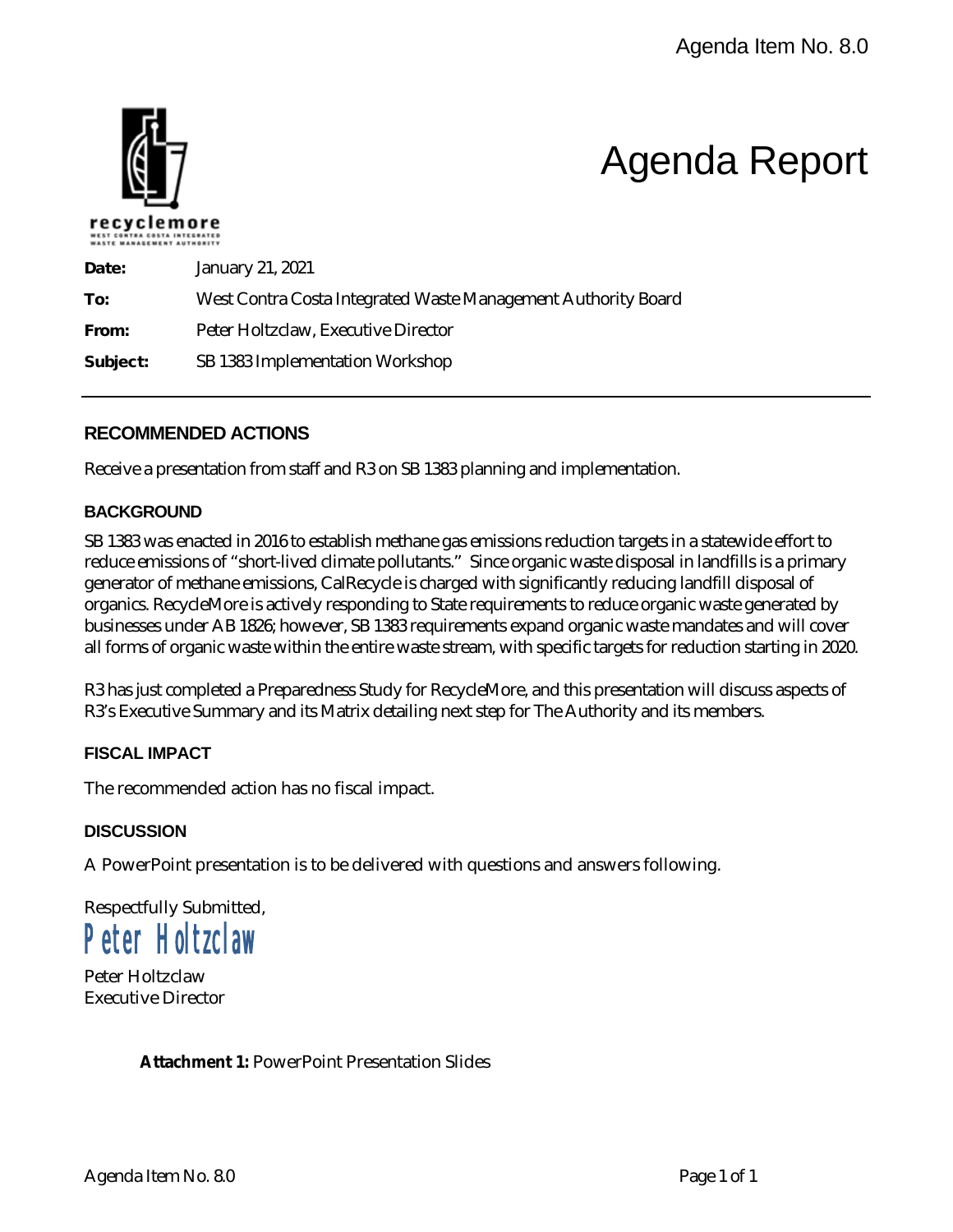Agenda Item No. 8.0

recyclemore
WEST CONTRA COSTA INTEGRATED WASTE MANAGEMENT AUTHORITY

# Agenda Report

**Date:** January 21, 2021

**To:** West Contra Costa Integrated Waste Management Authority Board

**From:** Peter Holtzclaw, Executive Director

**Subject:** SB 1383 Implementation Workshop

## RECOMMENDED ACTIONS

Receive a presentation from staff and R3 on SB 1383 planning and implementation.

### BACKGROUND

SB 1383 was enacted in 2016 to establish methane gas emissions reduction targets in a statewide effort to reduce emissions of "short-lived climate pollutants." Since organic waste disposal in landfills is a primary generator of methane emissions, CalRecycle is charged with significantly reducing landfill disposal of organics. RecycleMore is actively responding to State requirements to reduce organic waste generated by businesses under AB 1826; however, SB 1383 requirements expand organic waste mandates and will cover all forms of organic waste within the entire waste stream, with specific targets for reduction starting in 2020.

R3 has just completed a Preparedness Study for RecycleMore, and this presentation will discuss aspects of R3's Executive Summary and its Matrix detailing next step for The Authority and its members.

### FISCAL IMPACT

The recommended action has no fiscal impact.

### DISCUSSION

A PowerPoint presentation is to be delivered with questions and answers following.

Respectfully Submitted,

Peter Holtzclaw

Peter Holtzclaw
Executive Director

**Attachment 1:** PowerPoint Presentation Slides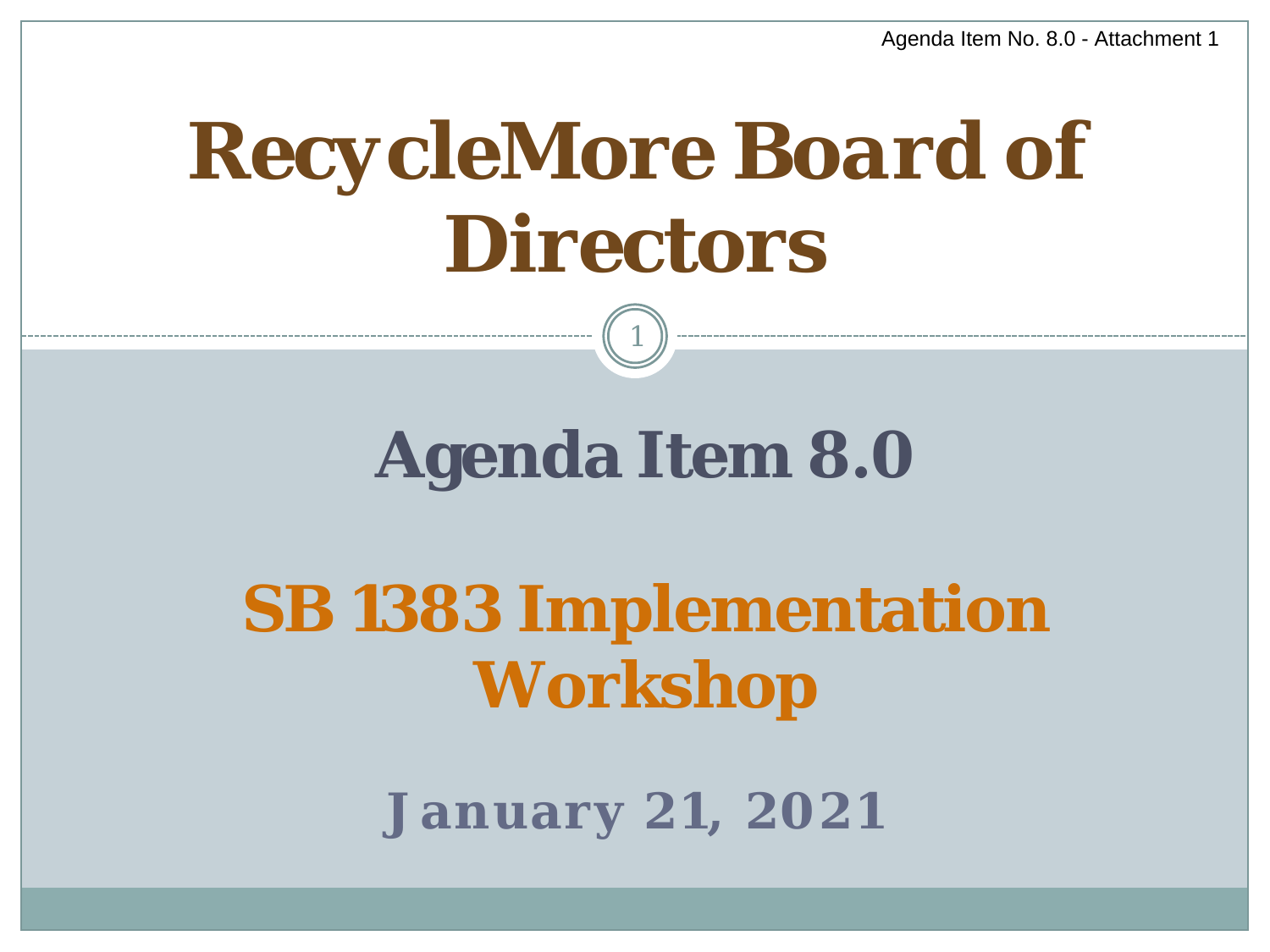Agenda Item No. 8.0 - Attachment 1

# RecycleMore Board of Directors

## Agenda Item 8.0

## SB 1383 Implementation Workshop

**January 21, 2021**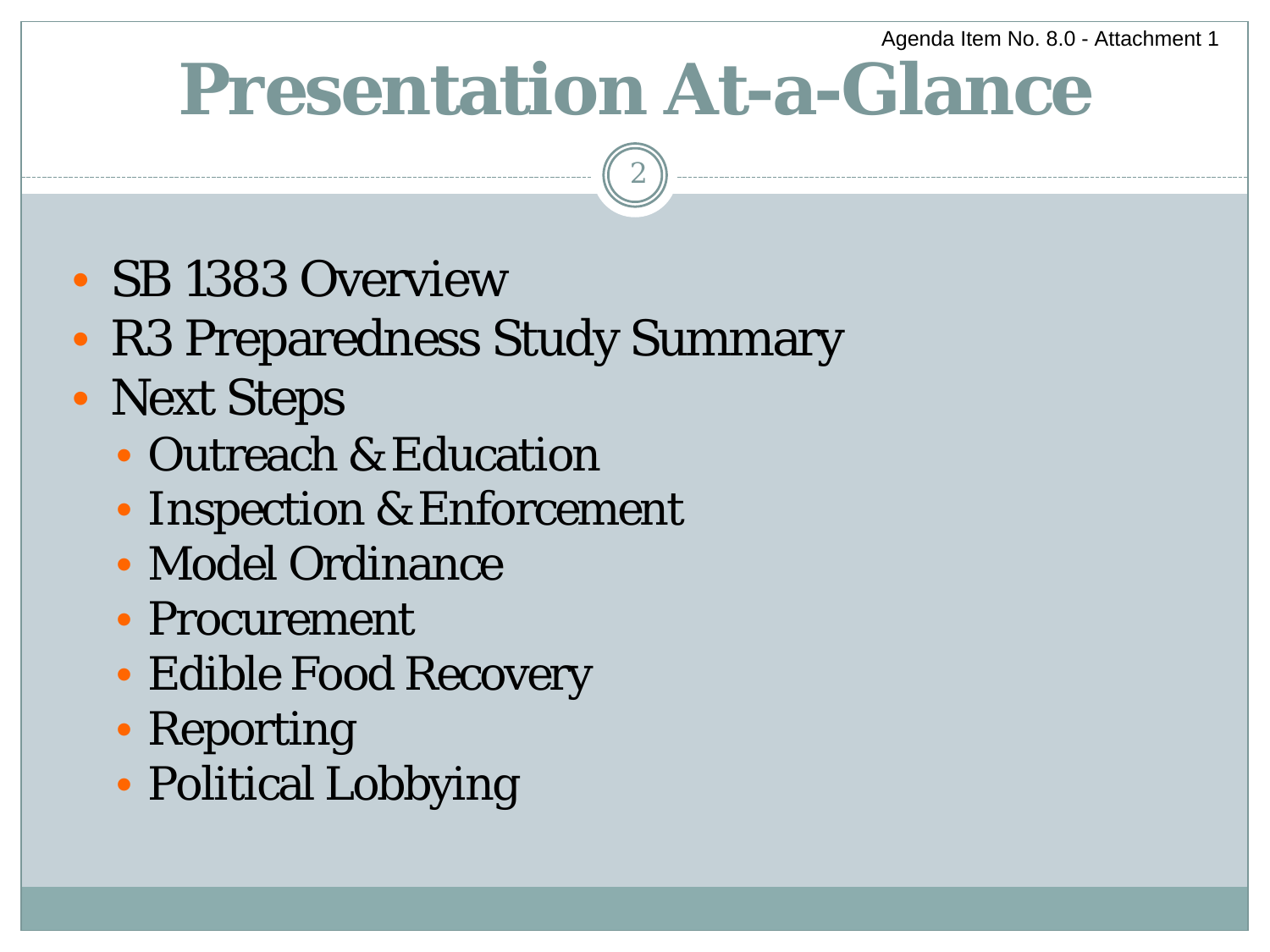Agenda Item No. 8.0 - Attachment 1

# Presentation At-a-Glance

- SB 1383 Overview
- R3 Preparedness Study Summary
- Next Steps
  - Outreach & Education
  - Inspection & Enforcement
  - Model Ordinance
  - Procurement
  - Edible Food Recovery
  - Reporting
  - Political Lobbying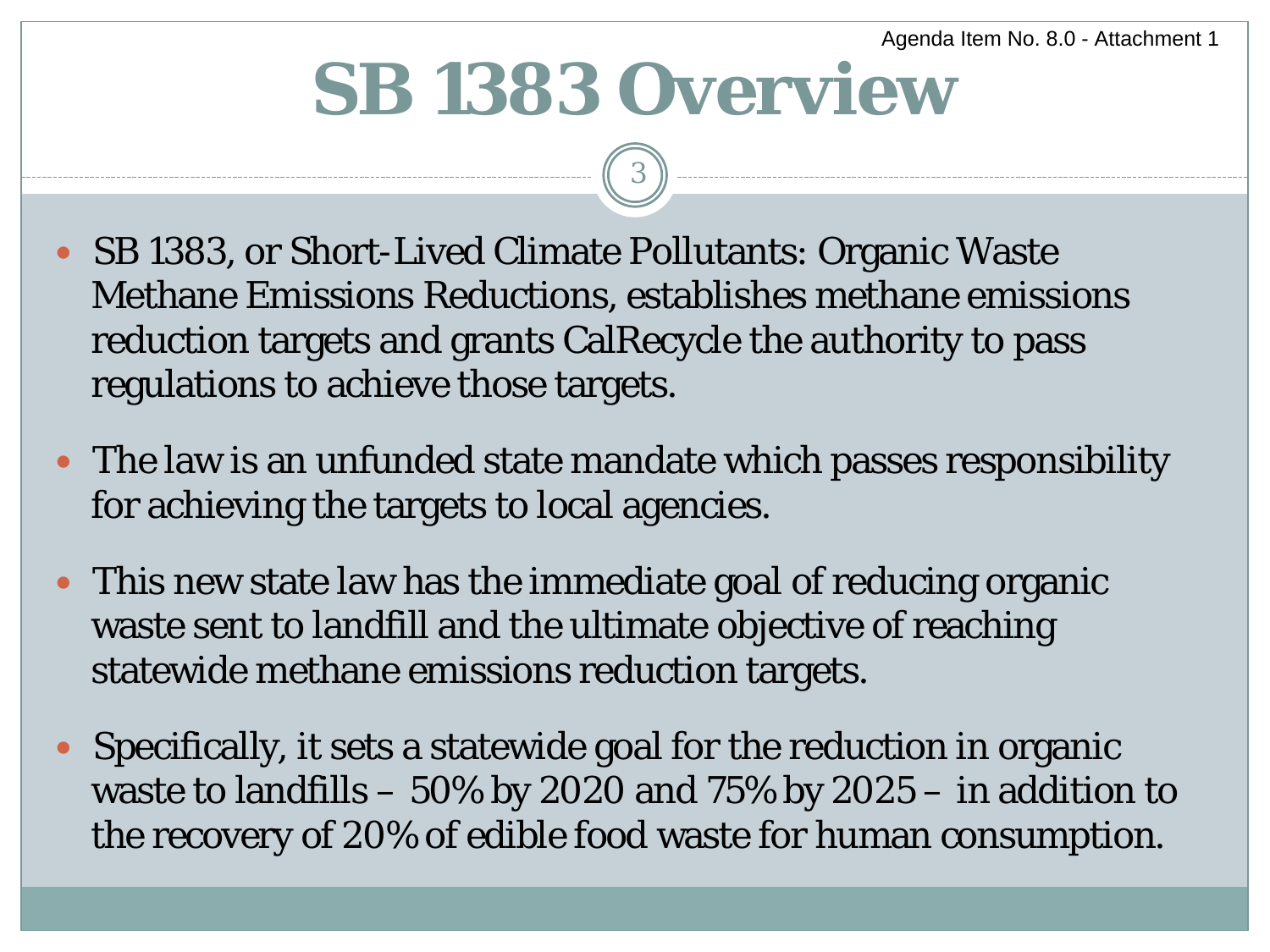Agenda Item No. 8.0 - Attachment 1

# SB 1383 Overview

- SB 1383, or Short-Lived Climate Pollutants: Organic Waste Methane Emissions Reductions, establishes methane emissions reduction targets and grants CalRecycle the authority to pass regulations to achieve those targets.
- The law is an unfunded state mandate which passes responsibility for achieving the targets to local agencies.
- This new state law has the immediate goal of reducing organic waste sent to landfill and the ultimate objective of reaching statewide methane emissions reduction targets.
- Specifically, it sets a statewide goal for the reduction in organic waste to landfills – 50% by 2020 and 75% by 2025 – in addition to the recovery of 20% of edible food waste for human consumption.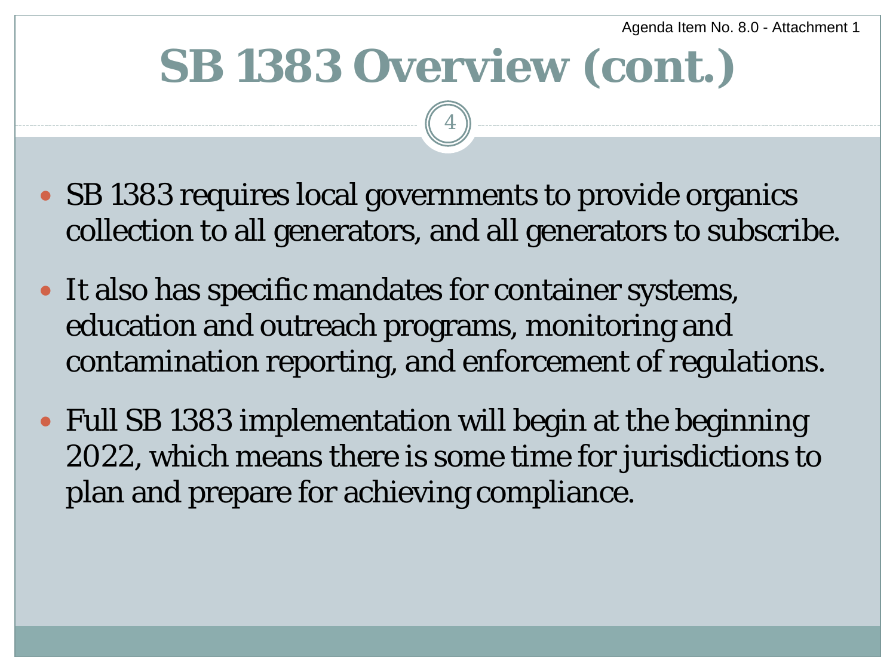# SB 1383 Overview (cont.)

- SB 1383 requires local governments to provide organics collection to all generators, and all generators to subscribe.
- It also has specific mandates for container systems, education and outreach programs, monitoring and contamination reporting, and enforcement of regulations.
- Full SB 1383 implementation will begin at the beginning 2022, which means there is some time for jurisdictions to plan and prepare for achieving compliance.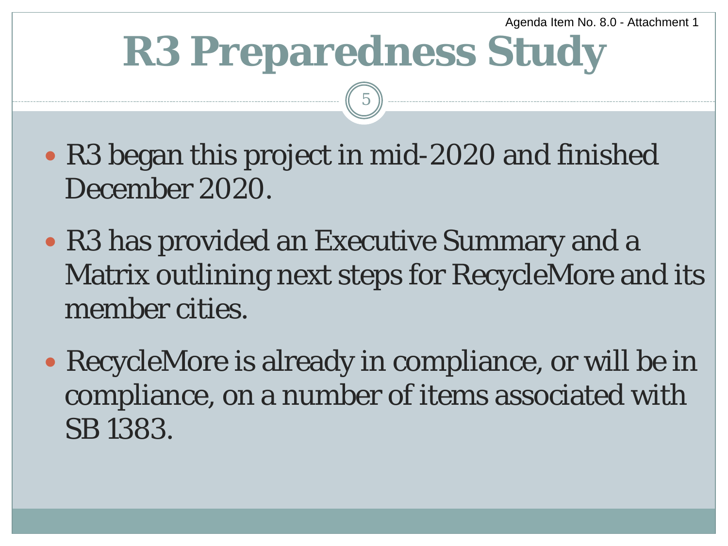# R3 Preparedness Study

- R3 began this project in mid-2020 and finished December 2020.
- R3 has provided an Executive Summary and a Matrix outlining next steps for RecycleMore and its member cities.
- RecycleMore is already in compliance, or will be in compliance, on a number of items associated with SB 1383.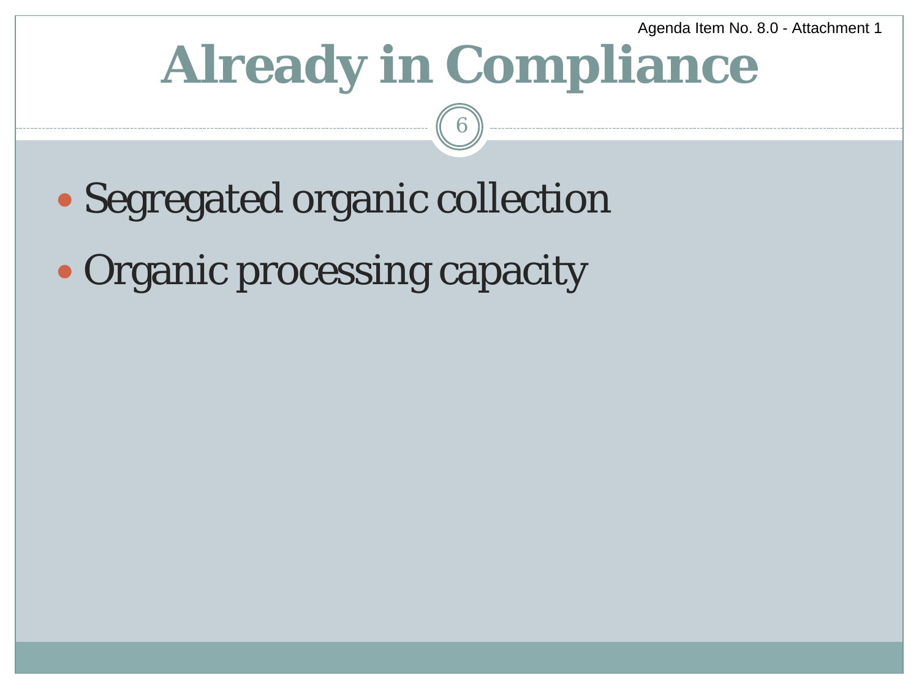# Already in Compliance

- Segregated organic collection
- Organic processing capacity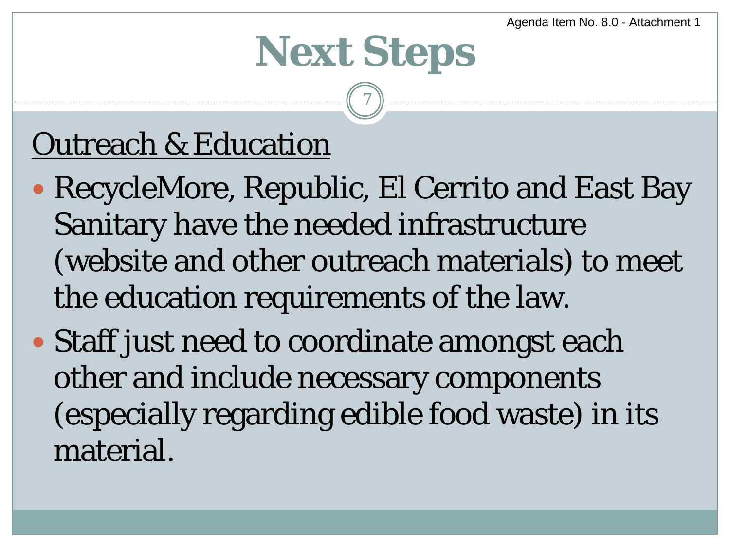# Next Steps

## Outreach & Education

- RecycleMore, Republic, El Cerrito and East Bay Sanitary have the needed infrastructure (website and other outreach materials) to meet the education requirements of the law.
- Staff just need to coordinate amongst each other and include necessary components (especially regarding edible food waste) in its material.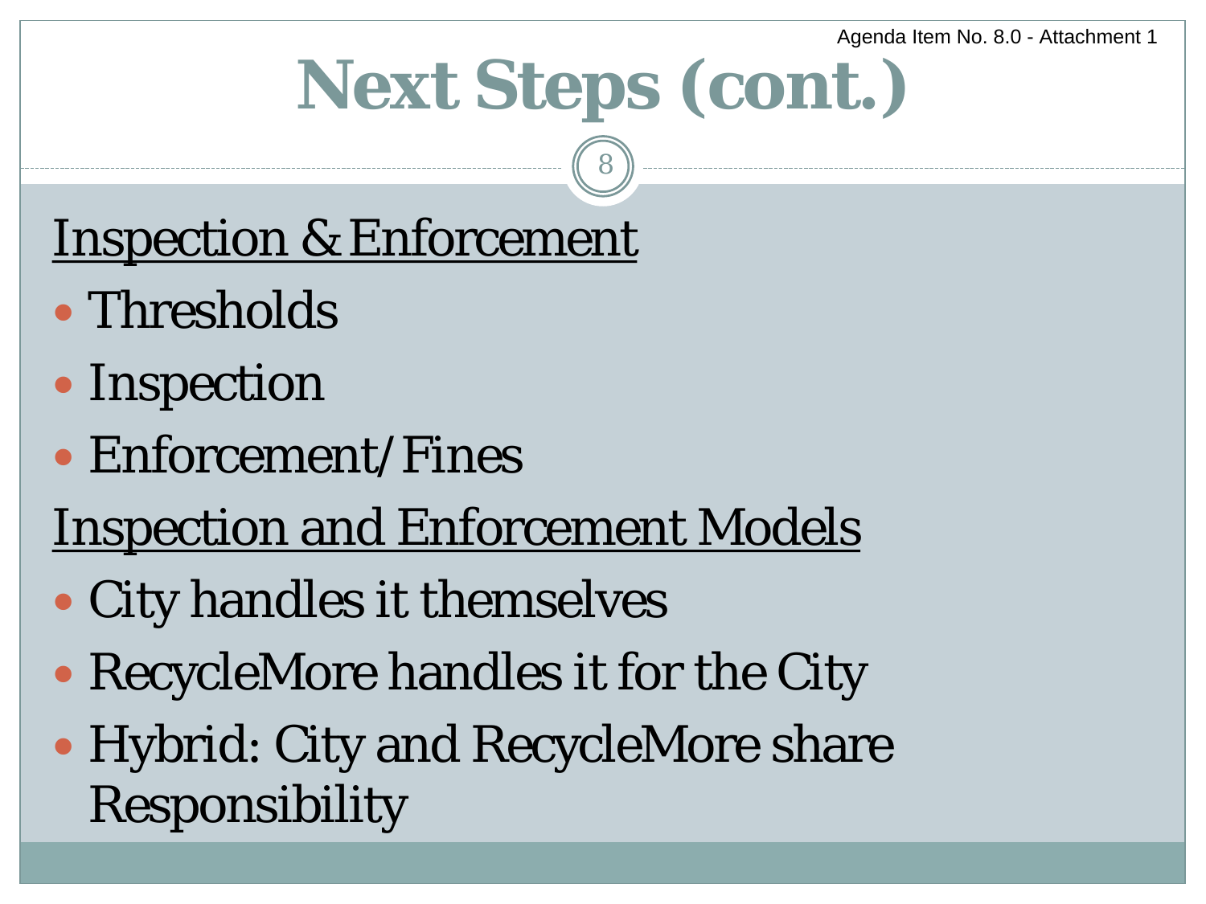# Next Steps (cont.)

Inspection & Enforcement

- Thresholds
- Inspection
- Enforcement/Fines

Inspection and Enforcement Models

- City handles it themselves
- RecycleMore handles it for the City
- Hybrid: City and RecycleMore share Responsibility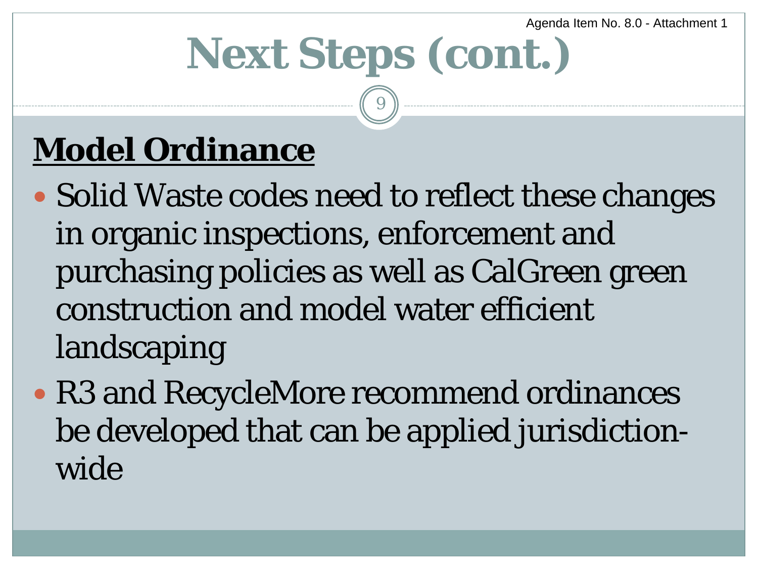# Next Steps (cont.)

## Model Ordinance

- Solid Waste codes need to reflect these changes in organic inspections, enforcement and purchasing policies as well as CalGreen green construction and model water efficient landscaping
- R3 and RecycleMore recommend ordinances be developed that can be applied jurisdiction-wide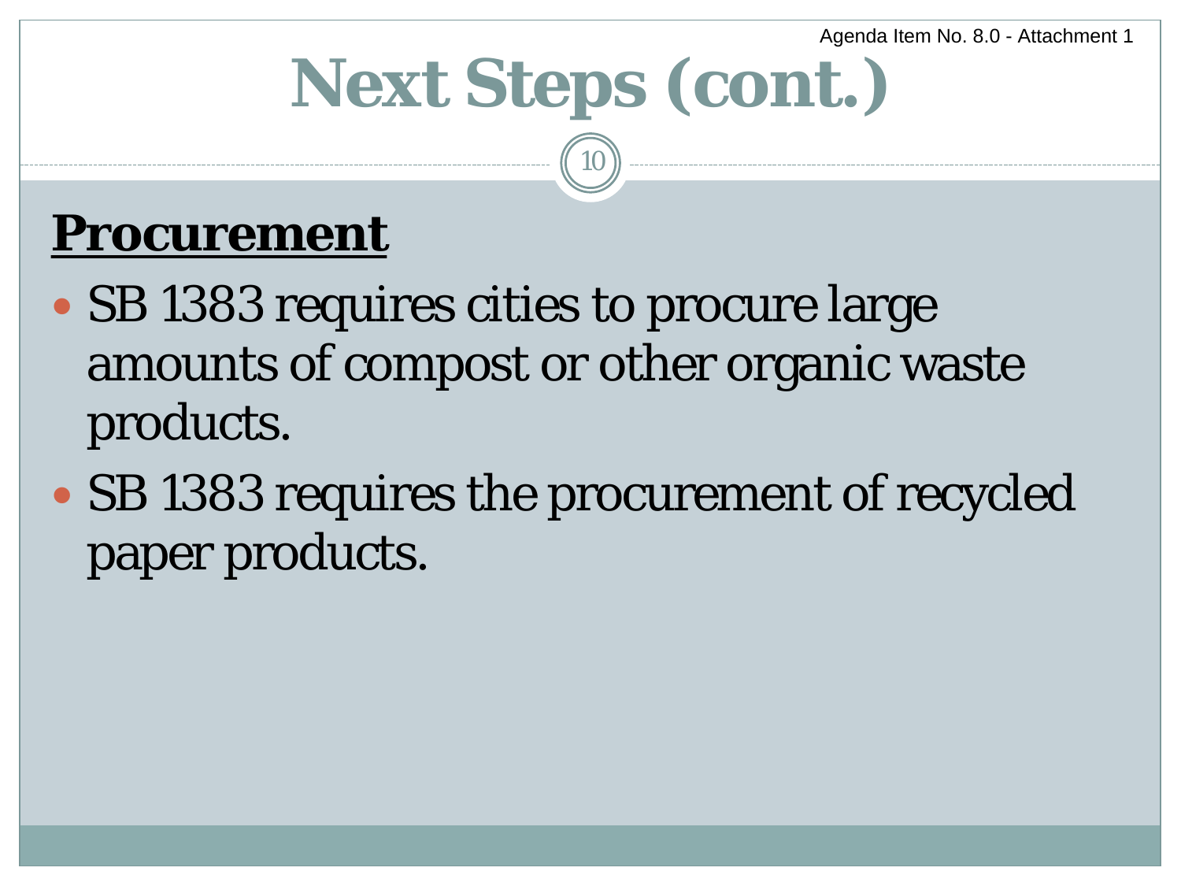# Next Steps (cont.)

## **Procurement**

- SB 1383 requires cities to procure large amounts of compost or other organic waste products.
- SB 1383 requires the procurement of recycled paper products.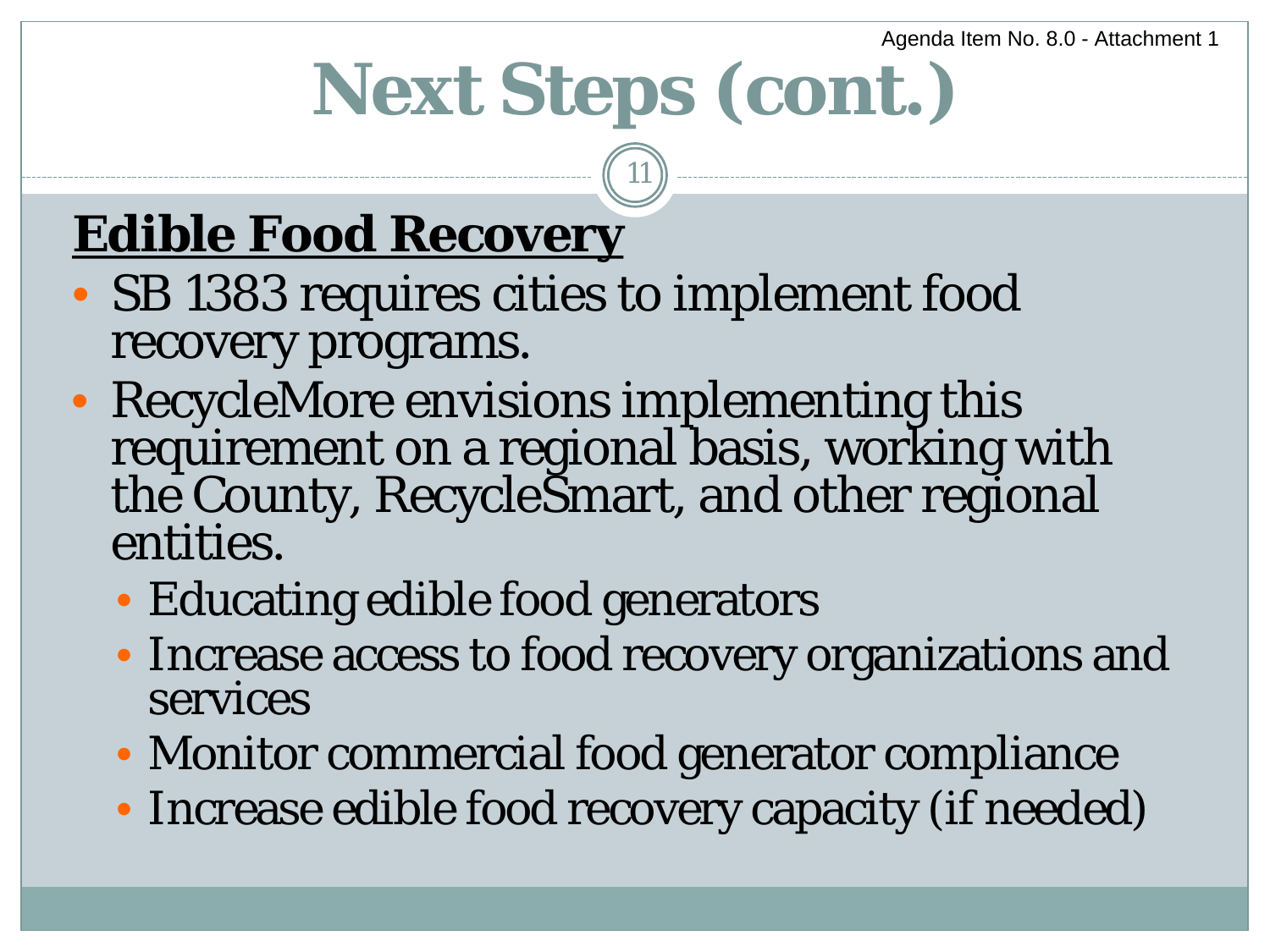# Next Steps (cont.)

## **Edible Food Recovery**

- SB 1383 requires cities to implement food recovery programs.
- RecycleMore envisions implementing this requirement on a regional basis, working with the County, RecycleSmart, and other regional entities.
  - Educating edible food generators
  - Increase access to food recovery organizations and services
  - Monitor commercial food generator compliance
  - Increase edible food recovery capacity (if needed)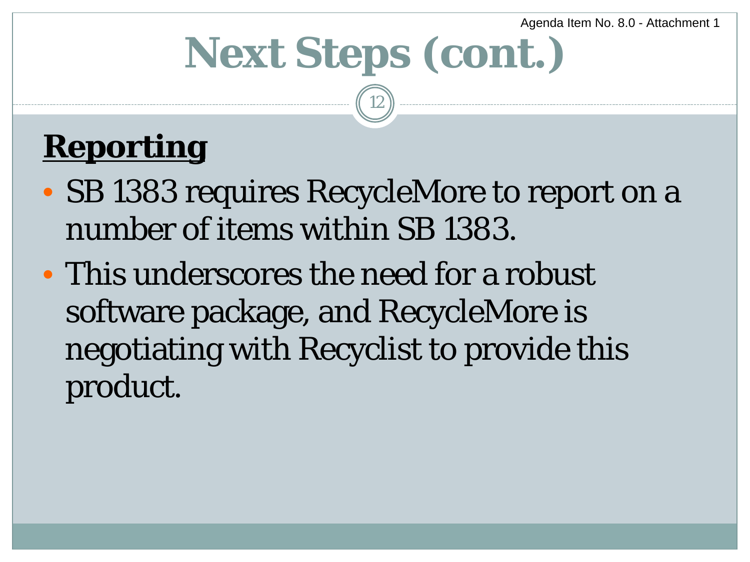# Next Steps (cont.)

**Reporting**

- SB 1383 requires RecycleMore to report on a number of items within SB 1383.
- This underscores the need for a robust software package, and RecycleMore is negotiating with Recyclist to provide this product.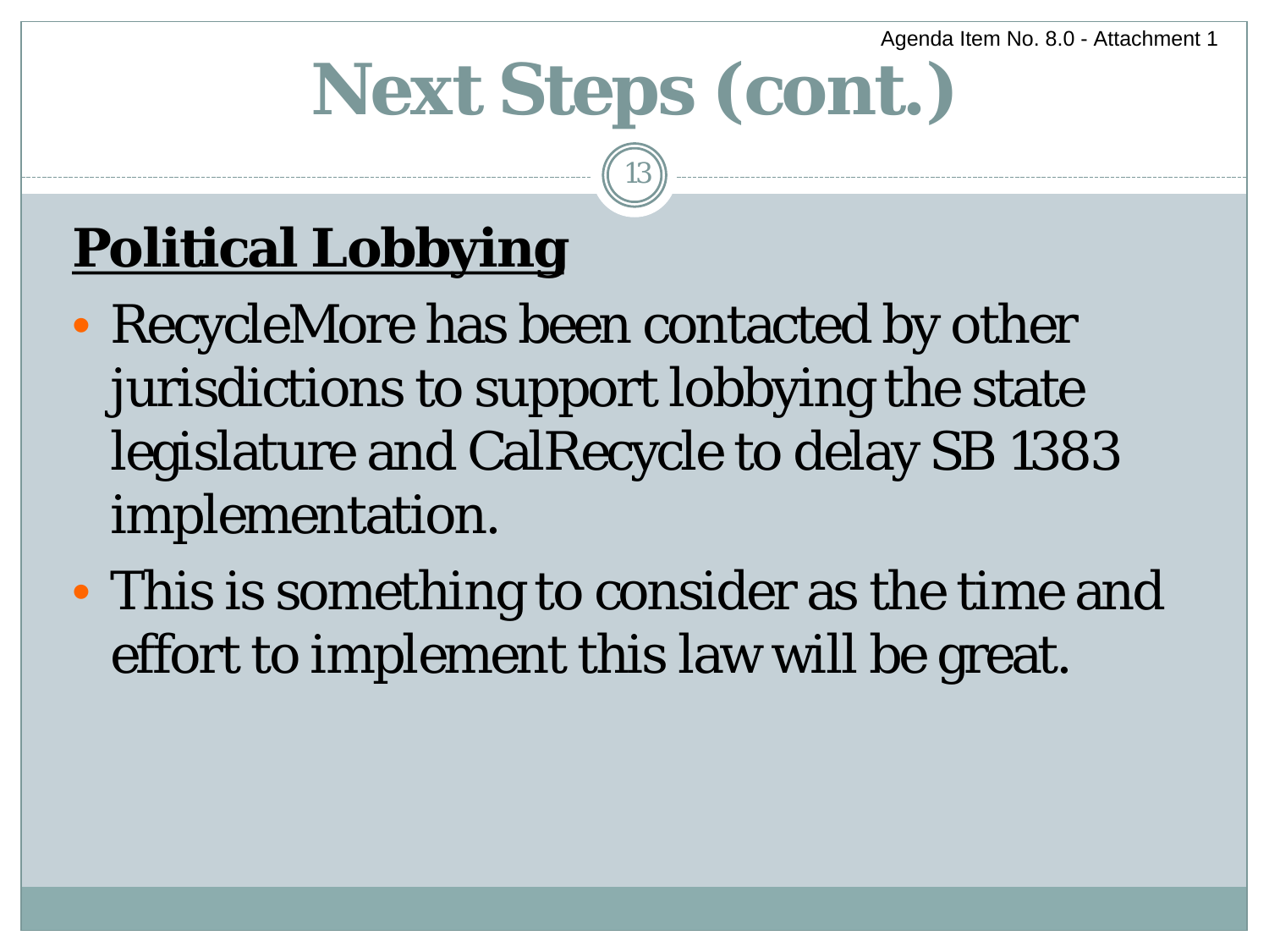# Next Steps (cont.)

## **Political Lobbying**

- RecycleMore has been contacted by other jurisdictions to support lobbying the state legislature and CalRecycle to delay SB 1383 implementation.
- This is something to consider as the time and effort to implement this law will be great.